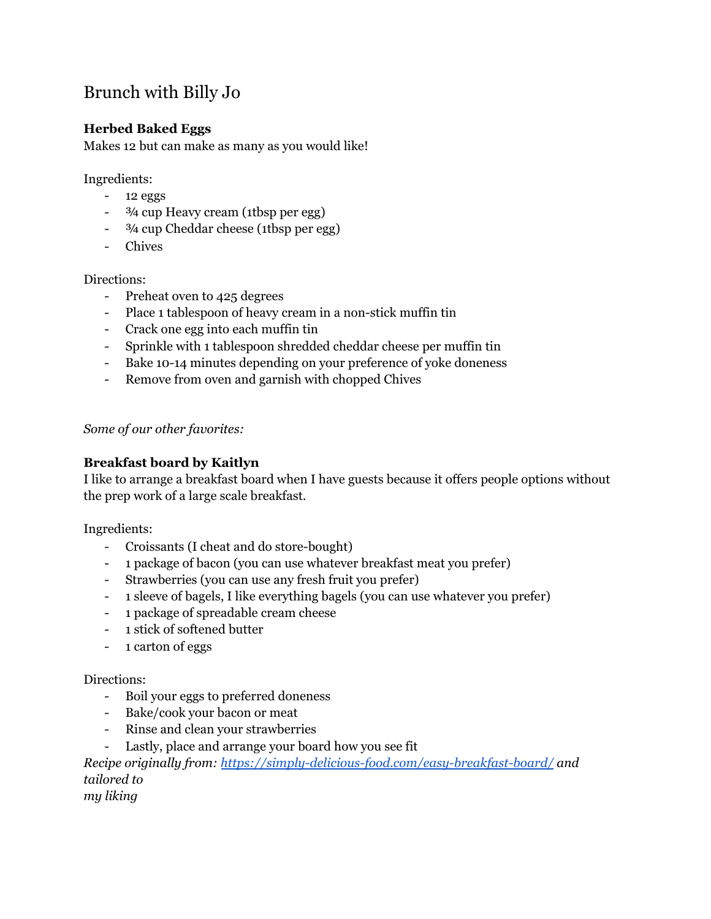# Brunch with Billy Jo

**Herbed Baked Eggs**

Makes 12 but can make as many as you would like!

Ingredients:

- 12 eggs
- ¾ cup Heavy cream (1tbsp per egg)
- ¾ cup Cheddar cheese (1tbsp per egg)
- Chives

Directions:

- Preheat oven to 425 degrees
- Place 1 tablespoon of heavy cream in a non-stick muffin tin
- Crack one egg into each muffin tin
- Sprinkle with 1 tablespoon shredded cheddar cheese per muffin tin
- Bake 10-14 minutes depending on your preference of yoke doneness
- Remove from oven and garnish with chopped Chives

*Some of our other favorites:*

**Breakfast board by Kaitlyn**

I like to arrange a breakfast board when I have guests because it offers people options without the prep work of a large scale breakfast.

Ingredients:

- Croissants (I cheat and do store-bought)
- 1 package of bacon (you can use whatever breakfast meat you prefer)
- Strawberries (you can use any fresh fruit you prefer)
- 1 sleeve of bagels, I like everything bagels (you can use whatever you prefer)
- 1 package of spreadable cream cheese
- 1 stick of softened butter
- 1 carton of eggs

Directions:

- Boil your eggs to preferred doneness
- Bake/cook your bacon or meat
- Rinse and clean your strawberries
- Lastly, place and arrange your board how you see fit

*Recipe originally from: [https://simply-delicious-food.com/easy-breakfast-board/](https://simply-delicious-food.com/easy-breakfast-board/) and tailored to my liking*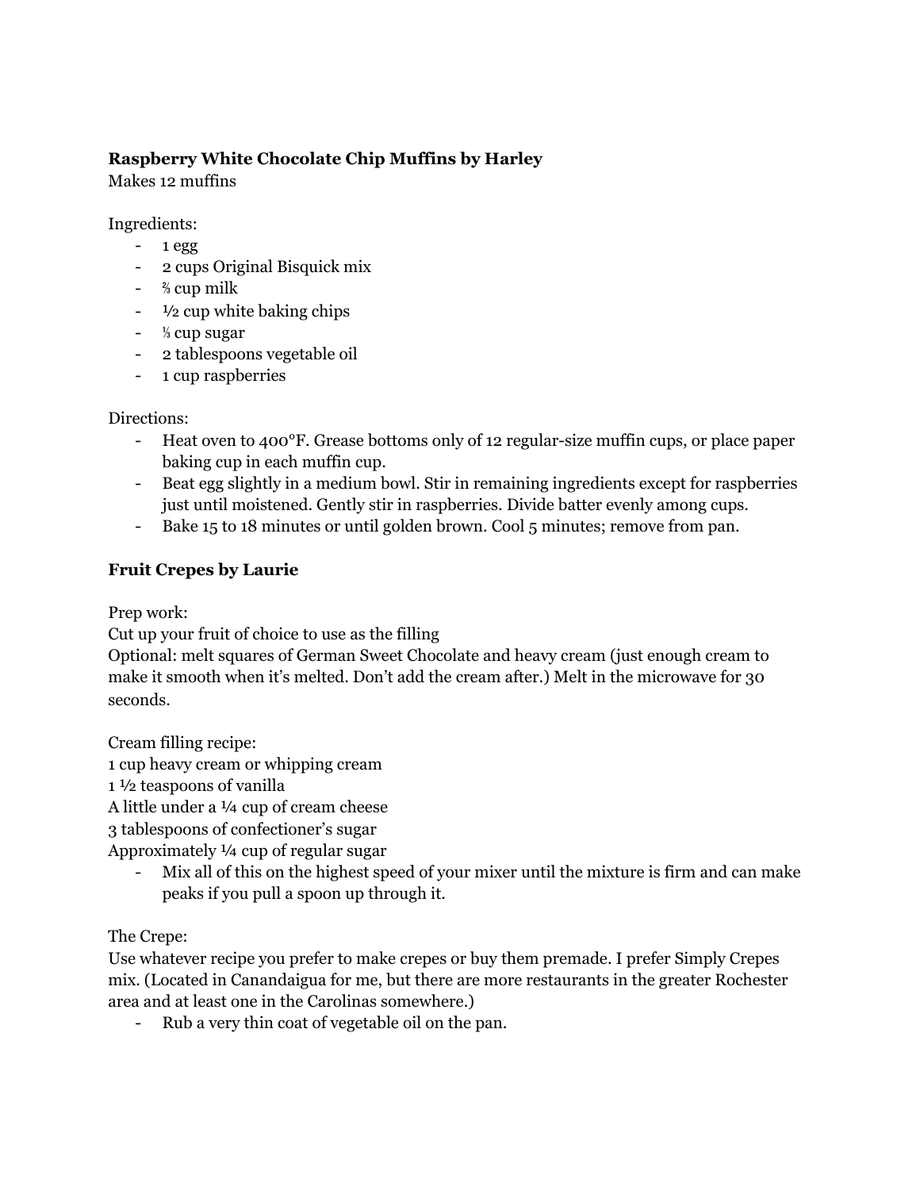**Raspberry White Chocolate Chip Muffins by Harley**

Makes 12 muffins

Ingredients:

- 1 egg
- 2 cups Original Bisquick mix
- ⅔ cup milk
- ½ cup white baking chips
- ⅓ cup sugar
- 2 tablespoons vegetable oil
- 1 cup raspberries

Directions:

- Heat oven to 400°F. Grease bottoms only of 12 regular-size muffin cups, or place paper baking cup in each muffin cup.
- Beat egg slightly in a medium bowl. Stir in remaining ingredients except for raspberries just until moistened. Gently stir in raspberries. Divide batter evenly among cups.
- Bake 15 to 18 minutes or until golden brown. Cool 5 minutes; remove from pan.

**Fruit Crepes by Laurie**

Prep work:

Cut up your fruit of choice to use as the filling

Optional: melt squares of German Sweet Chocolate and heavy cream (just enough cream to make it smooth when it's melted. Don't add the cream after.) Melt in the microwave for 30 seconds.

Cream filling recipe:

1 cup heavy cream or whipping cream

1 ½ teaspoons of vanilla

A little under a ¼ cup of cream cheese

3 tablespoons of confectioner's sugar

Approximately ¼ cup of regular sugar

- Mix all of this on the highest speed of your mixer until the mixture is firm and can make peaks if you pull a spoon up through it.

The Crepe:

Use whatever recipe you prefer to make crepes or buy them premade. I prefer Simply Crepes mix. (Located in Canandaigua for me, but there are more restaurants in the greater Rochester area and at least one in the Carolinas somewhere.)

- Rub a very thin coat of vegetable oil on the pan.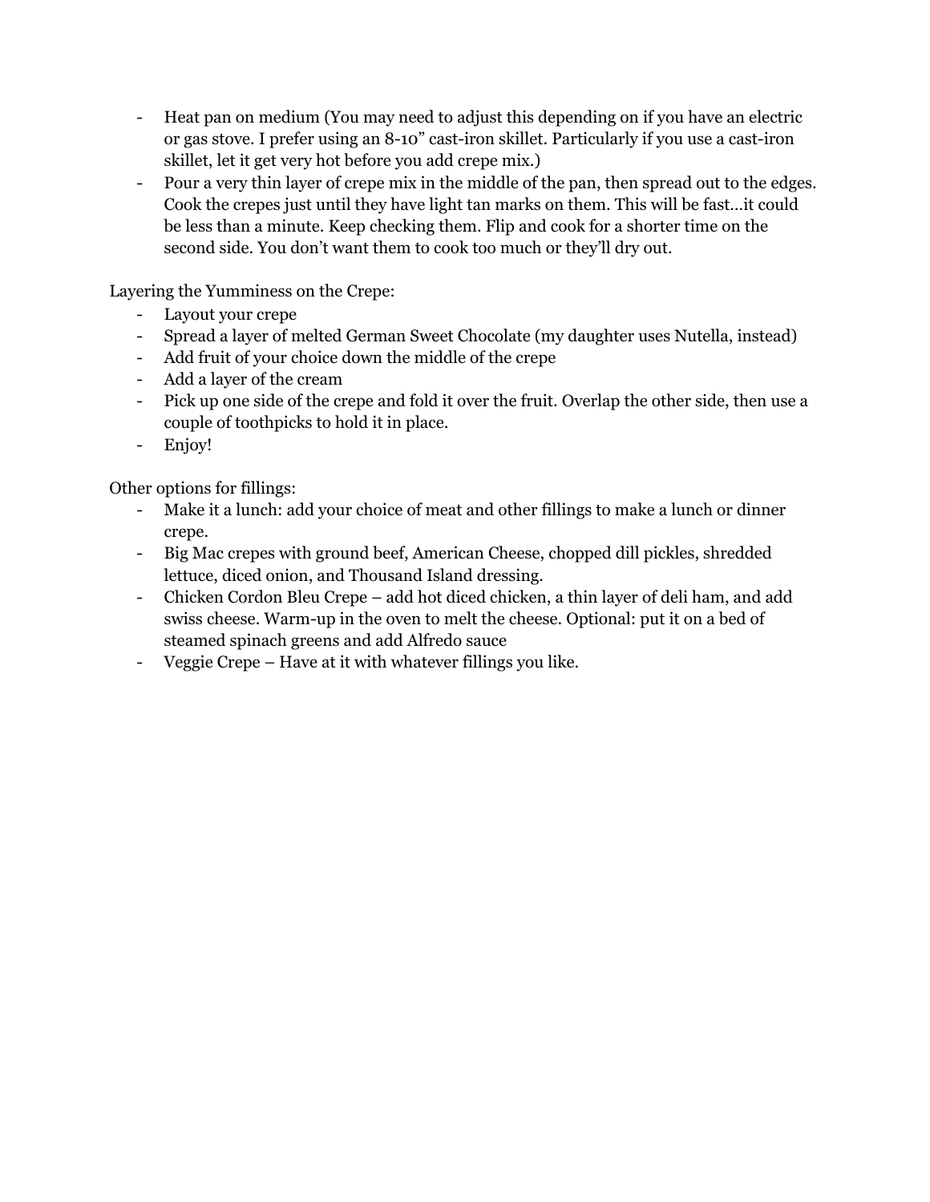- Heat pan on medium (You may need to adjust this depending on if you have an electric or gas stove. I prefer using an 8-10" cast-iron skillet. Particularly if you use a cast-iron skillet, let it get very hot before you add crepe mix.)
- Pour a very thin layer of crepe mix in the middle of the pan, then spread out to the edges. Cook the crepes just until they have light tan marks on them. This will be fast…it could be less than a minute. Keep checking them. Flip and cook for a shorter time on the second side. You don't want them to cook too much or they'll dry out.

Layering the Yumminess on the Crepe:

- Layout your crepe
- Spread a layer of melted German Sweet Chocolate (my daughter uses Nutella, instead)
- Add fruit of your choice down the middle of the crepe
- Add a layer of the cream
- Pick up one side of the crepe and fold it over the fruit. Overlap the other side, then use a couple of toothpicks to hold it in place.
- Enjoy!

Other options for fillings:

- Make it a lunch: add your choice of meat and other fillings to make a lunch or dinner crepe.
- Big Mac crepes with ground beef, American Cheese, chopped dill pickles, shredded lettuce, diced onion, and Thousand Island dressing.
- Chicken Cordon Bleu Crepe – add hot diced chicken, a thin layer of deli ham, and add swiss cheese. Warm-up in the oven to melt the cheese. Optional: put it on a bed of steamed spinach greens and add Alfredo sauce
- Veggie Crepe – Have at it with whatever fillings you like.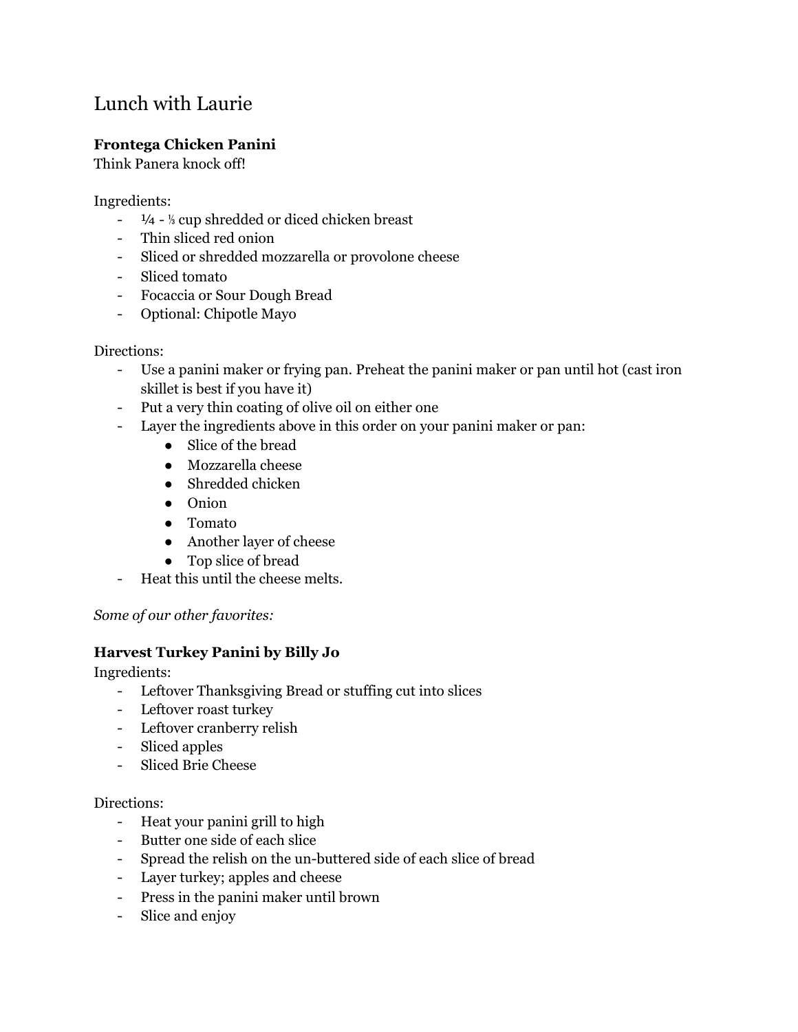# Lunch with Laurie

**Frontega Chicken Panini**
Think Panera knock off!

Ingredients:

- ¼ - ⅓ cup shredded or diced chicken breast
- Thin sliced red onion
- Sliced or shredded mozzarella or provolone cheese
- Sliced tomato
- Focaccia or Sour Dough Bread
- Optional: Chipotle Mayo

Directions:

- Use a panini maker or frying pan. Preheat the panini maker or pan until hot (cast iron skillet is best if you have it)
- Put a very thin coating of olive oil on either one
- Layer the ingredients above in this order on your panini maker or pan:
    - Slice of the bread
    - Mozzarella cheese
    - Shredded chicken
    - Onion
    - Tomato
    - Another layer of cheese
    - Top slice of bread
- Heat this until the cheese melts.

*Some of our other favorites:*

**Harvest Turkey Panini by Billy Jo**
Ingredients:

- Leftover Thanksgiving Bread or stuffing cut into slices
- Leftover roast turkey
- Leftover cranberry relish
- Sliced apples
- Sliced Brie Cheese

Directions:

- Heat your panini grill to high
- Butter one side of each slice
- Spread the relish on the un-buttered side of each slice of bread
- Layer turkey; apples and cheese
- Press in the panini maker until brown
- Slice and enjoy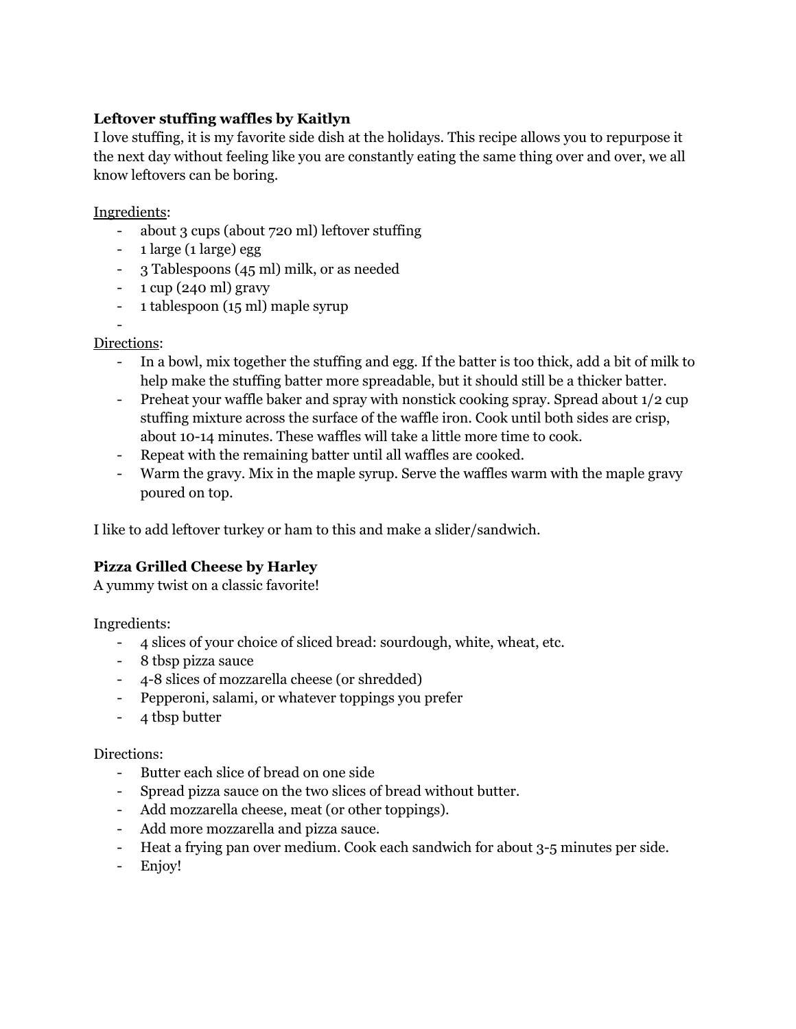**Leftover stuffing waffles by Kaitlyn**

I love stuffing, it is my favorite side dish at the holidays. This recipe allows you to repurpose it the next day without feeling like you are constantly eating the same thing over and over, we all know leftovers can be boring.

Ingredients:

- about 3 cups (about 720 ml) leftover stuffing
- 1 large (1 large) egg
- 3 Tablespoons (45 ml) milk, or as needed
- 1 cup (240 ml) gravy
- 1 tablespoon (15 ml) maple syrup
-

Directions:

- In a bowl, mix together the stuffing and egg. If the batter is too thick, add a bit of milk to help make the stuffing batter more spreadable, but it should still be a thicker batter.
- Preheat your waffle baker and spray with nonstick cooking spray. Spread about 1/2 cup stuffing mixture across the surface of the waffle iron. Cook until both sides are crisp, about 10-14 minutes. These waffles will take a little more time to cook.
- Repeat with the remaining batter until all waffles are cooked.
- Warm the gravy. Mix in the maple syrup. Serve the waffles warm with the maple gravy poured on top.

I like to add leftover turkey or ham to this and make a slider/sandwich.

**Pizza Grilled Cheese by Harley**

A yummy twist on a classic favorite!

Ingredients:

- 4 slices of your choice of sliced bread: sourdough, white, wheat, etc.
- 8 tbsp pizza sauce
- 4-8 slices of mozzarella cheese (or shredded)
- Pepperoni, salami, or whatever toppings you prefer
- 4 tbsp butter

Directions:

- Butter each slice of bread on one side
- Spread pizza sauce on the two slices of bread without butter.
- Add mozzarella cheese, meat (or other toppings).
- Add more mozzarella and pizza sauce.
- Heat a frying pan over medium. Cook each sandwich for about 3-5 minutes per side.
- Enjoy!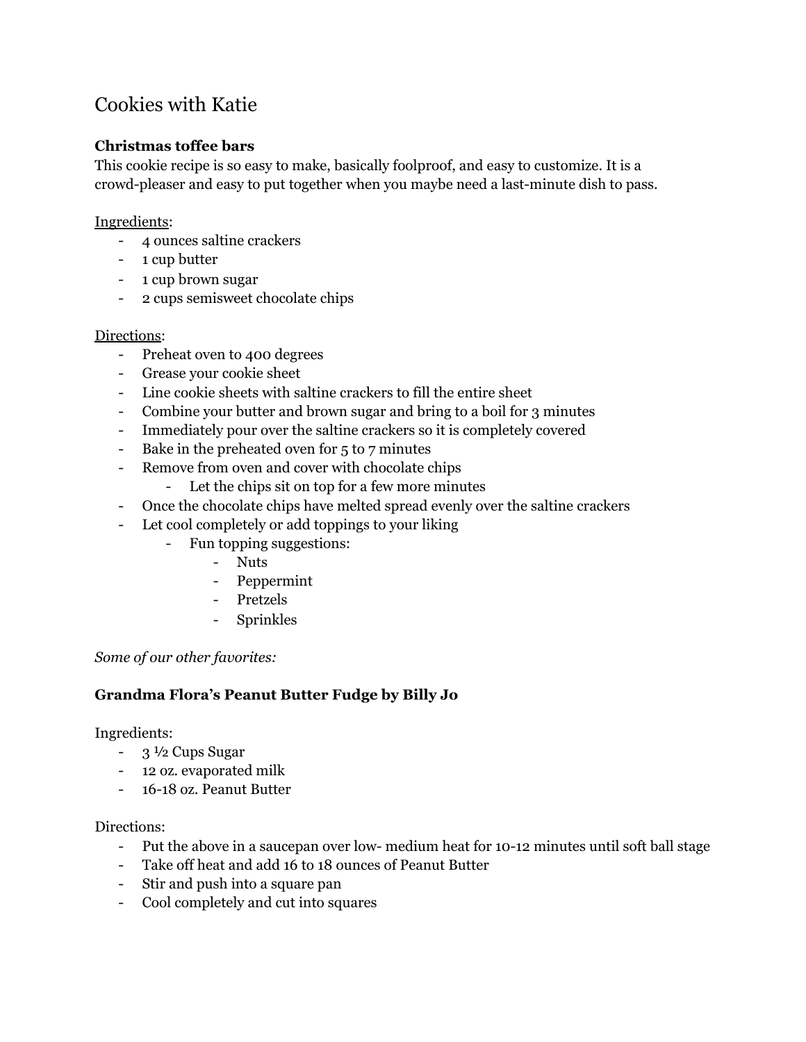# Cookies with Katie

### Christmas toffee bars

This cookie recipe is so easy to make, basically foolproof, and easy to customize. It is a crowd-pleaser and easy to put together when you maybe need a last-minute dish to pass.

Ingredients:

- 4 ounces saltine crackers
- 1 cup butter
- 1 cup brown sugar
- 2 cups semisweet chocolate chips

Directions:

- Preheat oven to 400 degrees
- Grease your cookie sheet
- Line cookie sheets with saltine crackers to fill the entire sheet
- Combine your butter and brown sugar and bring to a boil for 3 minutes
- Immediately pour over the saltine crackers so it is completely covered
- Bake in the preheated oven for 5 to 7 minutes
- Remove from oven and cover with chocolate chips
    - Let the chips sit on top for a few more minutes
- Once the chocolate chips have melted spread evenly over the saltine crackers
- Let cool completely or add toppings to your liking
    - Fun topping suggestions:
        - Nuts
        - Peppermint
        - Pretzels
        - Sprinkles

*Some of our other favorites:*

### Grandma Flora's Peanut Butter Fudge by Billy Jo

Ingredients:

- 3 ½ Cups Sugar
- 12 oz. evaporated milk
- 16-18 oz. Peanut Butter

Directions:

- Put the above in a saucepan over low- medium heat for 10-12 minutes until soft ball stage
- Take off heat and add 16 to 18 ounces of Peanut Butter
- Stir and push into a square pan
- Cool completely and cut into squares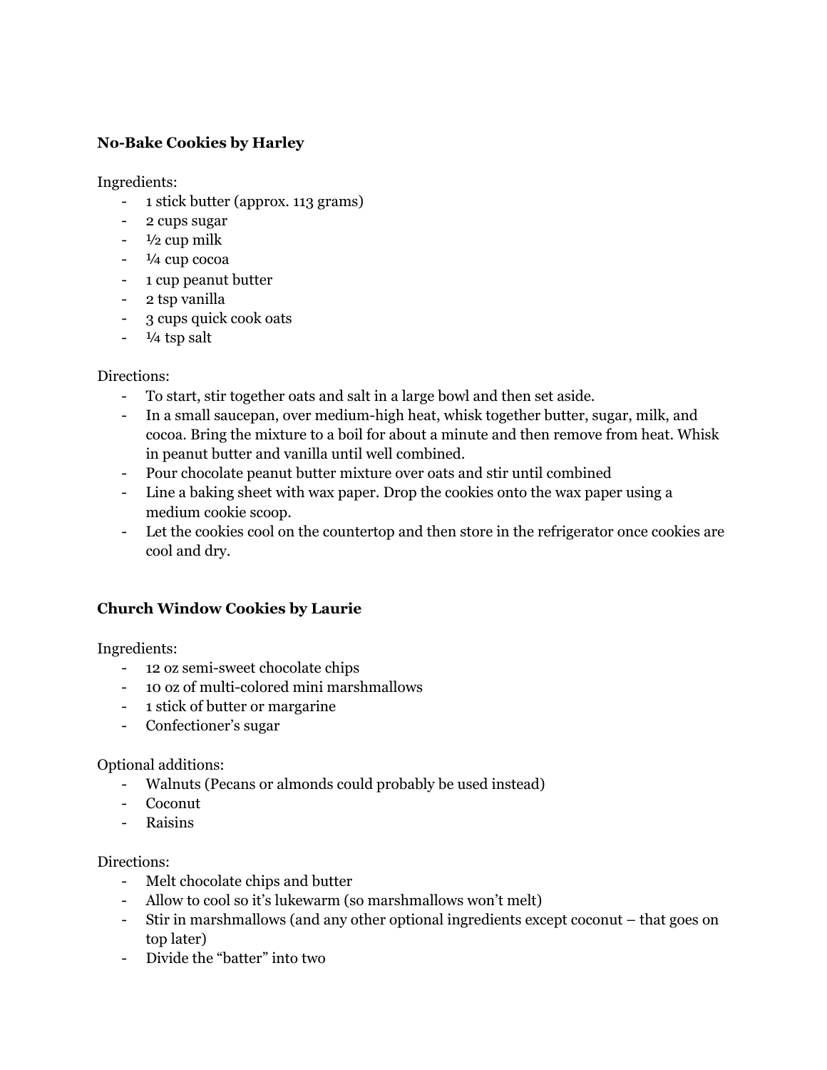**No-Bake Cookies by Harley**

Ingredients:

- 1 stick butter (approx. 113 grams)
- 2 cups sugar
- ½ cup milk
- ¼ cup cocoa
- 1 cup peanut butter
- 2 tsp vanilla
- 3 cups quick cook oats
- ¼ tsp salt

Directions:

- To start, stir together oats and salt in a large bowl and then set aside.
- In a small saucepan, over medium-high heat, whisk together butter, sugar, milk, and cocoa. Bring the mixture to a boil for about a minute and then remove from heat. Whisk in peanut butter and vanilla until well combined.
- Pour chocolate peanut butter mixture over oats and stir until combined
- Line a baking sheet with wax paper. Drop the cookies onto the wax paper using a medium cookie scoop.
- Let the cookies cool on the countertop and then store in the refrigerator once cookies are cool and dry.

**Church Window Cookies by Laurie**

Ingredients:

- 12 oz semi-sweet chocolate chips
- 10 oz of multi-colored mini marshmallows
- 1 stick of butter or margarine
- Confectioner's sugar

Optional additions:

- Walnuts (Pecans or almonds could probably be used instead)
- Coconut
- Raisins

Directions:

- Melt chocolate chips and butter
- Allow to cool so it's lukewarm (so marshmallows won't melt)
- Stir in marshmallows (and any other optional ingredients except coconut – that goes on top later)
- Divide the "batter" into two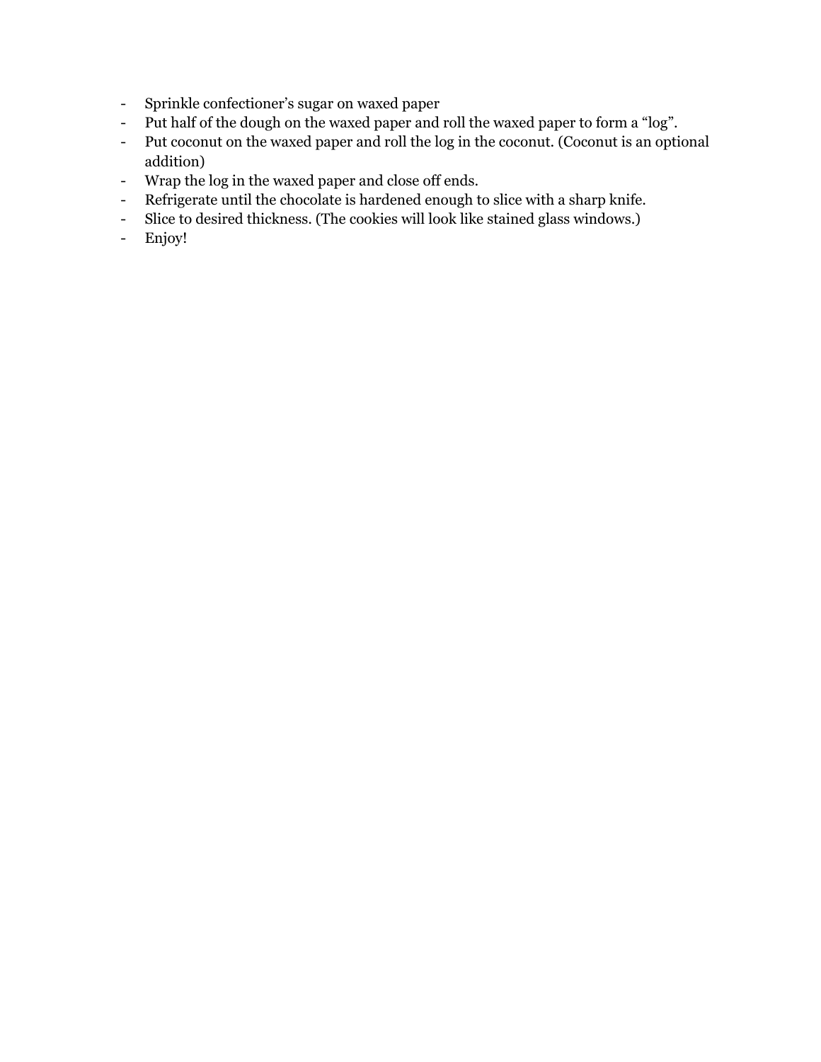- Sprinkle confectioner's sugar on waxed paper
- Put half of the dough on the waxed paper and roll the waxed paper to form a "log".
- Put coconut on the waxed paper and roll the log in the coconut. (Coconut is an optional addition)
- Wrap the log in the waxed paper and close off ends.
- Refrigerate until the chocolate is hardened enough to slice with a sharp knife.
- Slice to desired thickness. (The cookies will look like stained glass windows.)
- Enjoy!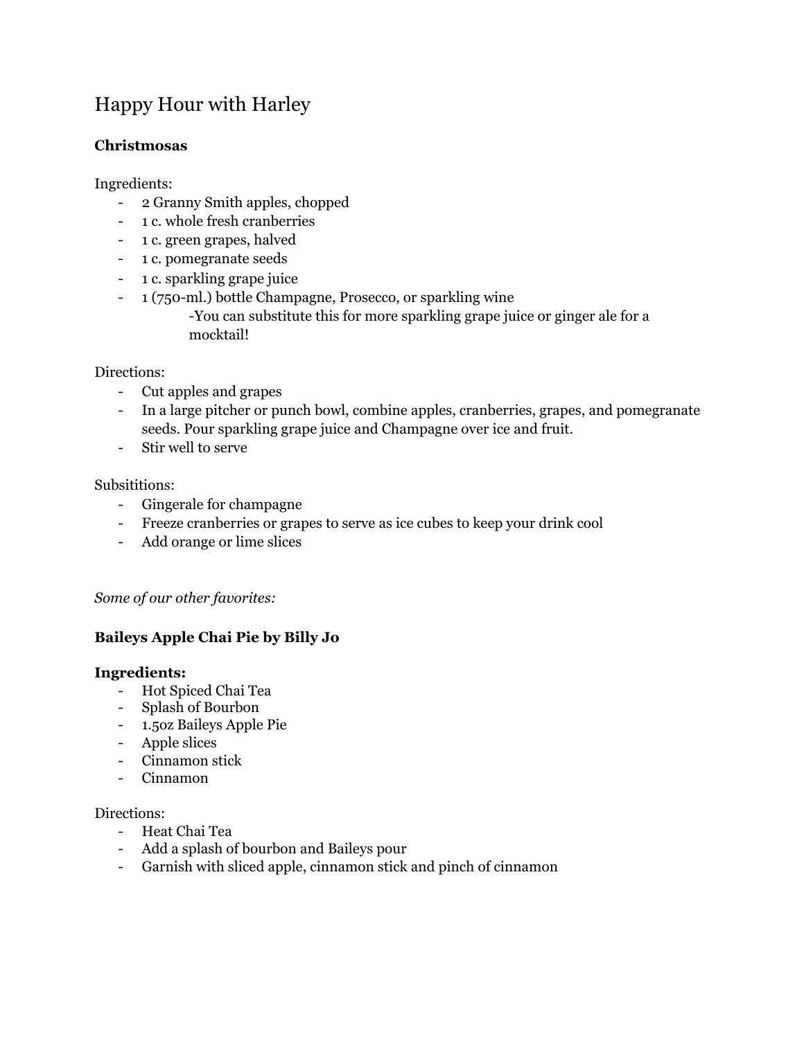# Happy Hour with Harley

**Christmosas**

Ingredients:

- 2 Granny Smith apples, chopped
- 1 c. whole fresh cranberries
- 1 c. green grapes, halved
- 1 c. pomegranate seeds
- 1 c. sparkling grape juice
- 1 (750-ml.) bottle Champagne, Prosecco, or sparkling wine
  - -You can substitute this for more sparkling grape juice or ginger ale for a mocktail!

Directions:

- Cut apples and grapes
- In a large pitcher or punch bowl, combine apples, cranberries, grapes, and pomegranate seeds. Pour sparkling grape juice and Champagne over ice and fruit.
- Stir well to serve

Subsititions:

- Gingerale for champagne
- Freeze cranberries or grapes to serve as ice cubes to keep your drink cool
- Add orange or lime slices

*Some of our other favorites:*

**Baileys Apple Chai Pie by Billy Jo**

**Ingredients:**

- Hot Spiced Chai Tea
- Splash of Bourbon
- 1.5oz Baileys Apple Pie
- Apple slices
- Cinnamon stick
- Cinnamon

Directions:

- Heat Chai Tea
- Add a splash of bourbon and Baileys pour
- Garnish with sliced apple, cinnamon stick and pinch of cinnamon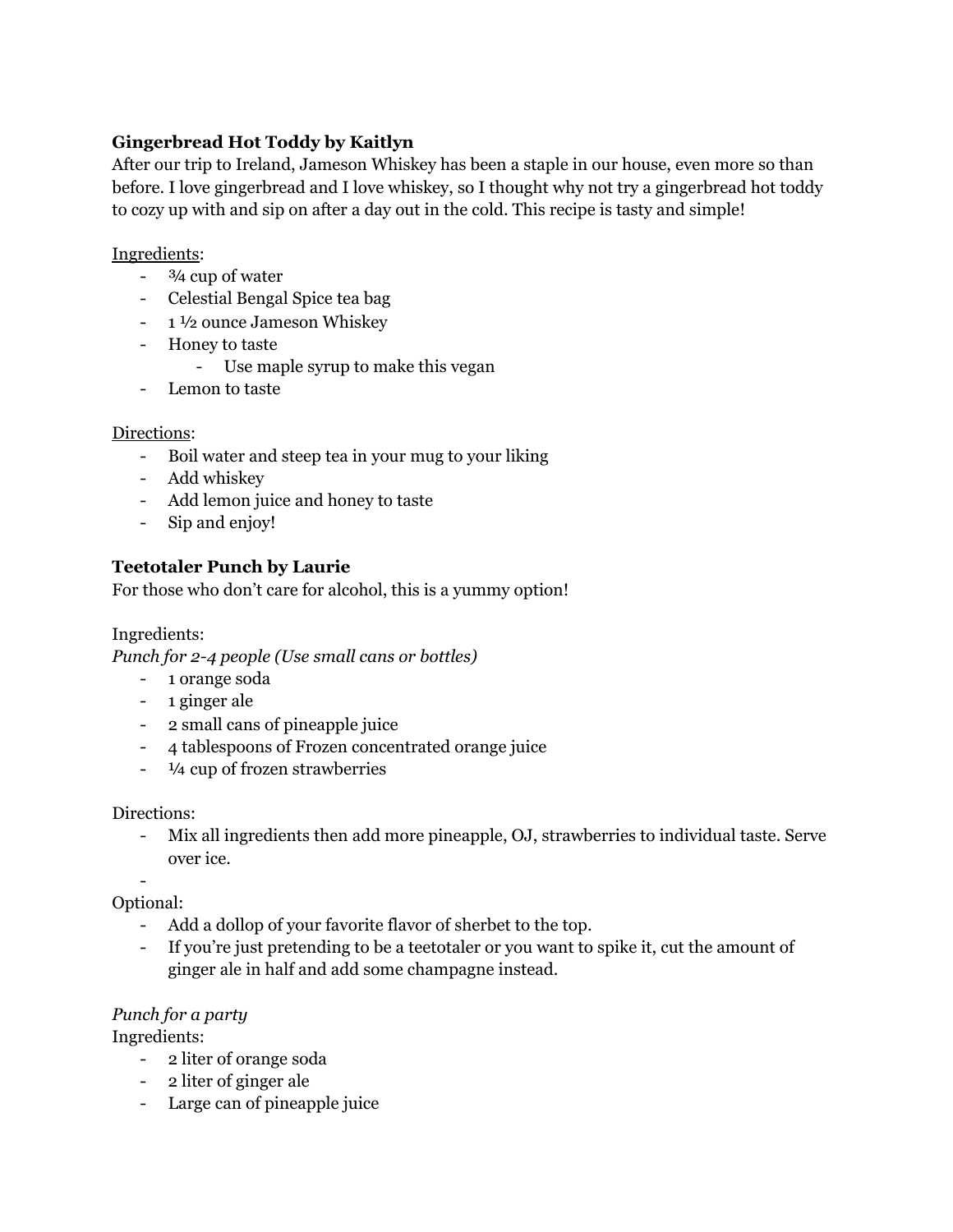**Gingerbread Hot Toddy by Kaitlyn**

After our trip to Ireland, Jameson Whiskey has been a staple in our house, even more so than before. I love gingerbread and I love whiskey, so I thought why not try a gingerbread hot toddy to cozy up with and sip on after a day out in the cold. This recipe is tasty and simple!

Ingredients:

- ¾ cup of water
- Celestial Bengal Spice tea bag
- 1 ½ ounce Jameson Whiskey
- Honey to taste
    - Use maple syrup to make this vegan
- Lemon to taste

Directions:

- Boil water and steep tea in your mug to your liking
- Add whiskey
- Add lemon juice and honey to taste
- Sip and enjoy!

**Teetotaler Punch by Laurie**

For those who don't care for alcohol, this is a yummy option!

Ingredients:

*Punch for 2-4 people (Use small cans or bottles)*

- 1 orange soda
- 1 ginger ale
- 2 small cans of pineapple juice
- 4 tablespoons of Frozen concentrated orange juice
- ¼ cup of frozen strawberries

Directions:

- Mix all ingredients then add more pineapple, OJ, strawberries to individual taste. Serve over ice.

Optional:

- Add a dollop of your favorite flavor of sherbet to the top.
- If you're just pretending to be a teetotaler or you want to spike it, cut the amount of ginger ale in half and add some champagne instead.

*Punch for a party*

Ingredients:

- 2 liter of orange soda
- 2 liter of ginger ale
- Large can of pineapple juice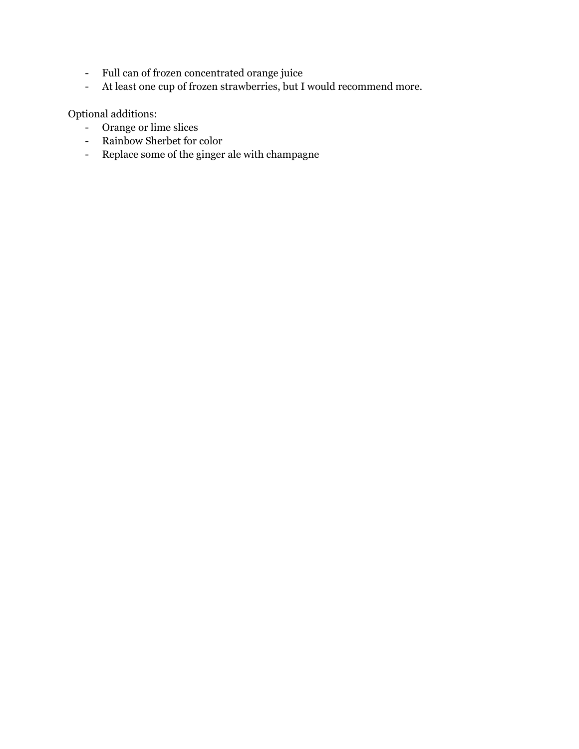- Full can of frozen concentrated orange juice
- At least one cup of frozen strawberries, but I would recommend more.

Optional additions:

- Orange or lime slices
- Rainbow Sherbet for color
- Replace some of the ginger ale with champagne